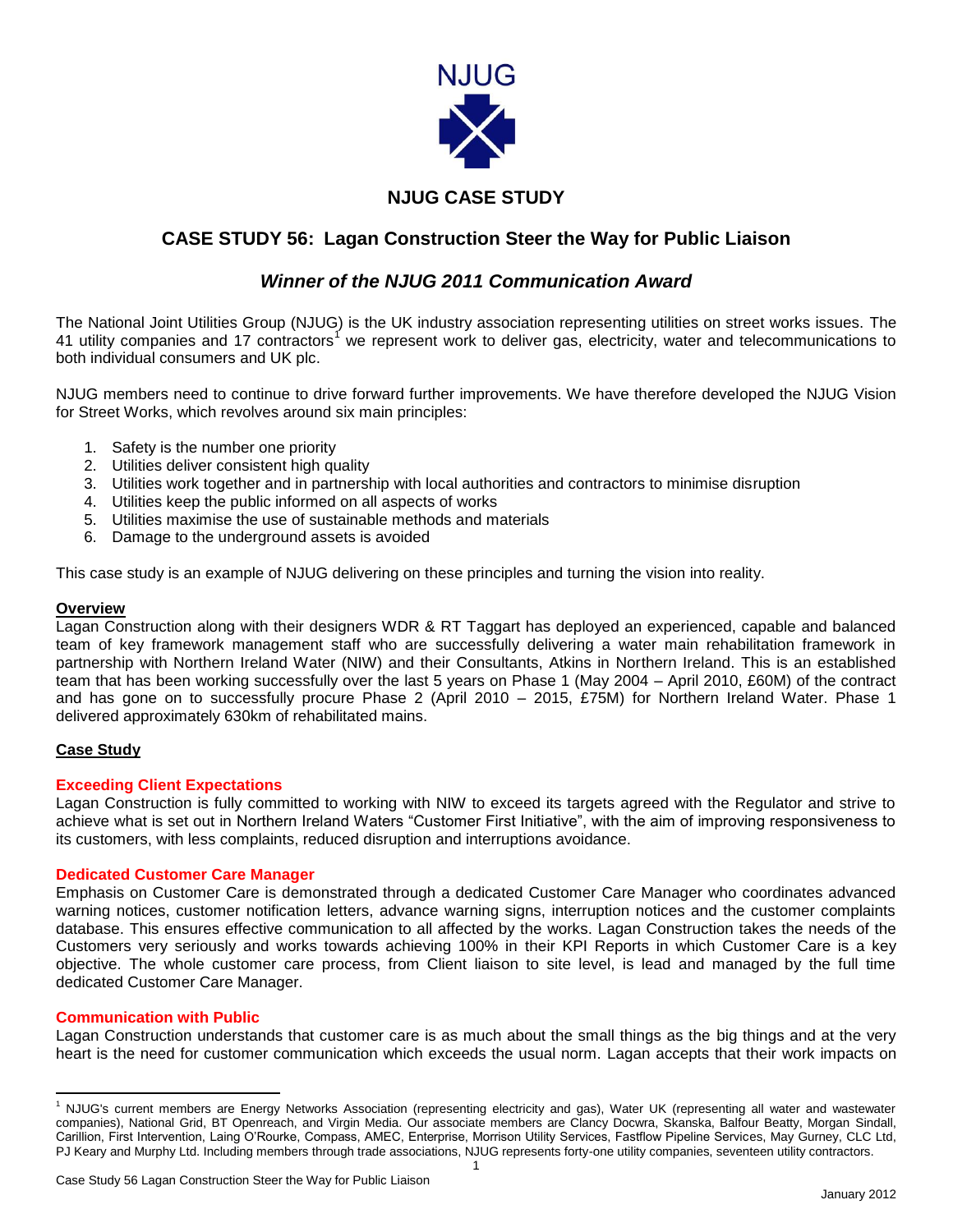NJUG

## NJUG CASE STUDY

# CASE STUDY 56: Lagan Construction Steer the Way for Public Liaison

## *Winner of the NJUG 2011 Communication Award*

The National Joint Utilities Group (NJUG) is the UK industry association representing utilities on street works issues. The 41 utility companies and 17 contractors[1] we represent work to deliver gas, electricity, water and telecommunications to both individual consumers and UK plc.

NJUG members need to continue to drive forward further improvements. We have therefore developed the NJUG Vision for Street Works, which revolves around six main principles:

1. Safety is the number one priority
2. Utilities deliver consistent high quality
3. Utilities work together and in partnership with local authorities and contractors to minimise disruption
4. Utilities keep the public informed on all aspects of works
5. Utilities maximise the use of sustainable methods and materials
6. Damage to the underground assets is avoided

This case study is an example of NJUG delivering on these principles and turning the vision into reality.

**Overview**

Lagan Construction along with their designers WDR & RT Taggart has deployed an experienced, capable and balanced team of key framework management staff who are successfully delivering a water main rehabilitation framework in partnership with Northern Ireland Water (NIW) and their Consultants, Atkins in Northern Ireland. This is an established team that has been working successfully over the last 5 years on Phase 1 (May 2004 – April 2010, £60M) of the contract and has gone on to successfully procure Phase 2 (April 2010 – 2015, £75M) for Northern Ireland Water. Phase 1 delivered approximately 630km of rehabilitated mains.

**Case Study**

### Exceeding Client Expectations

Lagan Construction is fully committed to working with NIW to exceed its targets agreed with the Regulator and strive to achieve what is set out in Northern Ireland Waters "Customer First Initiative", with the aim of improving responsiveness to its customers, with less complaints, reduced disruption and interruptions avoidance.

### Dedicated Customer Care Manager

Emphasis on Customer Care is demonstrated through a dedicated Customer Care Manager who coordinates advanced warning notices, customer notification letters, advance warning signs, interruption notices and the customer complaints database. This ensures effective communication to all affected by the works. Lagan Construction takes the needs of the Customers very seriously and works towards achieving 100% in their KPI Reports in which Customer Care is a key objective. The whole customer care process, from Client liaison to site level, is lead and managed by the full time dedicated Customer Care Manager.

### Communication with Public

Lagan Construction understands that customer care is as much about the small things as the big things and at the very heart is the need for customer communication which exceeds the usual norm. Lagan accepts that their work impacts on

[1] NJUG's current members are Energy Networks Association (representing electricity and gas), Water UK (representing all water and wastewater companies), National Grid, BT Openreach, and Virgin Media. Our associate members are Clancy Docwra, Skanska, Balfour Beatty, Morgan Sindall, Carillion, First Intervention, Laing O'Rourke, Compass, AMEC, Enterprise, Morrison Utility Services, Fastflow Pipeline Services, May Gurney, CLC Ltd, PJ Keary and Murphy Ltd. Including members through trade associations, NJUG represents forty-one utility companies, seventeen utility contractors.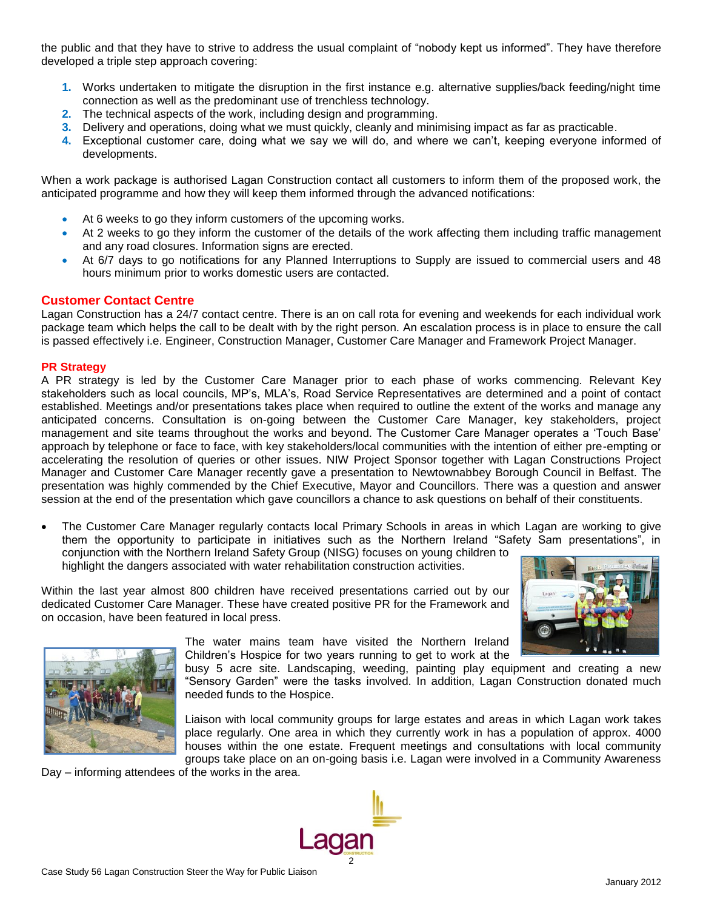the public and that they have to strive to address the usual complaint of "nobody kept us informed". They have therefore developed a triple step approach covering:

1. Works undertaken to mitigate the disruption in the first instance e.g. alternative supplies/back feeding/night time connection as well as the predominant use of trenchless technology.
2. The technical aspects of the work, including design and programming.
3. Delivery and operations, doing what we must quickly, cleanly and minimising impact as far as practicable.
4. Exceptional customer care, doing what we say we will do, and where we can't, keeping everyone informed of developments.

When a work package is authorised Lagan Construction contact all customers to inform them of the proposed work, the anticipated programme and how they will keep them informed through the advanced notifications:

- At 6 weeks to go they inform customers of the upcoming works.
- At 2 weeks to go they inform the customer of the details of the work affecting them including traffic management and any road closures. Information signs are erected.
- At 6/7 days to go notifications for any Planned Interruptions to Supply are issued to commercial users and 48 hours minimum prior to works domestic users are contacted.

## Customer Contact Centre

Lagan Construction has a 24/7 contact centre. There is an on call rota for evening and weekends for each individual work package team which helps the call to be dealt with by the right person. An escalation process is in place to ensure the call is passed effectively i.e. Engineer, Construction Manager, Customer Care Manager and Framework Project Manager.

### PR Strategy

A PR strategy is led by the Customer Care Manager prior to each phase of works commencing. Relevant Key stakeholders such as local councils, MP's, MLA's, Road Service Representatives are determined and a point of contact established. Meetings and/or presentations takes place when required to outline the extent of the works and manage any anticipated concerns. Consultation is on-going between the Customer Care Manager, key stakeholders, project management and site teams throughout the works and beyond. The Customer Care Manager operates a 'Touch Base' approach by telephone or face to face, with key stakeholders/local communities with the intention of either pre-empting or accelerating the resolution of queries or other issues. NIW Project Sponsor together with Lagan Constructions Project Manager and Customer Care Manager recently gave a presentation to Newtownabbey Borough Council in Belfast. The presentation was highly commended by the Chief Executive, Mayor and Councillors. There was a question and answer session at the end of the presentation which gave councillors a chance to ask questions on behalf of their constituents.

- The Customer Care Manager regularly contacts local Primary Schools in areas in which Lagan are working to give them the opportunity to participate in initiatives such as the Northern Ireland "Safety Sam presentations", in conjunction with the Northern Ireland Safety Group (NISG) focuses on young children to highlight the dangers associated with water rehabilitation construction activities.

Within the last year almost 800 children have received presentations carried out by our dedicated Customer Care Manager. These have created positive PR for the Framework and on occasion, have been featured in local press.

The water mains team have visited the Northern Ireland Children's Hospice for two years running to get to work at the busy 5 acre site. Landscaping, weeding, painting play equipment and creating a new "Sensory Garden" were the tasks involved. In addition, Lagan Construction donated much needed funds to the Hospice.

Liaison with local community groups for large estates and areas in which Lagan work takes place regularly. One area in which they currently work in has a population of approx. 4000 houses within the one estate. Frequent meetings and consultations with local community groups take place on an on-going basis i.e. Lagan were involved in a Community Awareness Day – informing attendees of the works in the area.